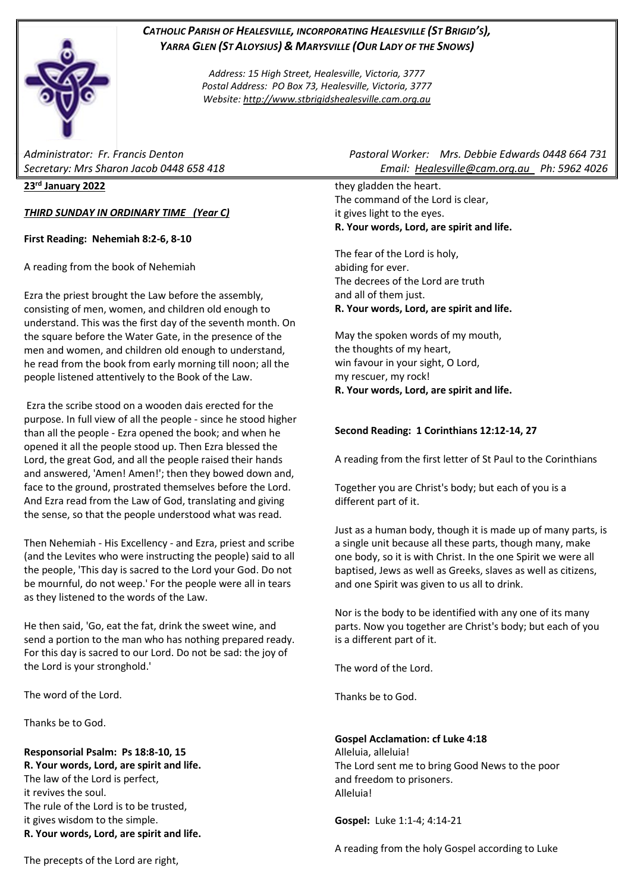***CATHOLIC PARISH OF HEALESVILLE, INCORPORATING HEALESVILLE (ST BRIGID'S), YARRA GLEN (ST ALOYSIUS) & MARYSVILLE (OUR LADY OF THE SNOWS)***

*Address: 15 High Street, Healesville, Victoria, 3777*
*Postal Address: PO Box 73, Healesville, Victoria, 3777*
*Website: http://www.stbrigidshealesville.cam.org.au*

*Administrator: Fr. Francis Denton*
*Pastoral Worker: Mrs. Debbie Edwards 0448 664 731*
*Secretary: Mrs Sharon Jacob 0448 658 418*
*Email: Healesville@cam.org.au Ph: 5962 4026*

**23rd January 2022**

***THIRD SUNDAY IN ORDINARY TIME (Year C)***

**First Reading: Nehemiah 8:2-6, 8-10**

A reading from the book of Nehemiah

Ezra the priest brought the Law before the assembly, consisting of men, women, and children old enough to understand. This was the first day of the seventh month. On the square before the Water Gate, in the presence of the men and women, and children old enough to understand, he read from the book from early morning till noon; all the people listened attentively to the Book of the Law.

Ezra the scribe stood on a wooden dais erected for the purpose. In full view of all the people - since he stood higher than all the people - Ezra opened the book; and when he opened it all the people stood up. Then Ezra blessed the Lord, the great God, and all the people raised their hands and answered, 'Amen! Amen!'; then they bowed down and, face to the ground, prostrated themselves before the Lord. And Ezra read from the Law of God, translating and giving the sense, so that the people understood what was read.

Then Nehemiah - His Excellency - and Ezra, priest and scribe (and the Levites who were instructing the people) said to all the people, 'This day is sacred to the Lord your God. Do not be mournful, do not weep.' For the people were all in tears as they listened to the words of the Law.

He then said, 'Go, eat the fat, drink the sweet wine, and send a portion to the man who has nothing prepared ready. For this day is sacred to our Lord. Do not be sad: the joy of the Lord is your stronghold.'

The word of the Lord.

Thanks be to God.

**Responsorial Psalm: Ps 18:8-10, 15**
**R. Your words, Lord, are spirit and life.**
The law of the Lord is perfect,
it revives the soul.
The rule of the Lord is to be trusted,
it gives wisdom to the simple.
**R. Your words, Lord, are spirit and life.**

The precepts of the Lord are right,
they gladden the heart.
The command of the Lord is clear,
it gives light to the eyes.
**R. Your words, Lord, are spirit and life.**

The fear of the Lord is holy,
abiding for ever.
The decrees of the Lord are truth
and all of them just.
**R. Your words, Lord, are spirit and life.**

May the spoken words of my mouth,
the thoughts of my heart,
win favour in your sight, O Lord,
my rescuer, my rock!
**R. Your words, Lord, are spirit and life.**

**Second Reading: 1 Corinthians 12:12-14, 27**

A reading from the first letter of St Paul to the Corinthians

Together you are Christ's body; but each of you is a different part of it.

Just as a human body, though it is made up of many parts, is a single unit because all these parts, though many, make one body, so it is with Christ. In the one Spirit we were all baptised, Jews as well as Greeks, slaves as well as citizens, and one Spirit was given to us all to drink.

Nor is the body to be identified with any one of its many parts. Now you together are Christ's body; but each of you is a different part of it.

The word of the Lord.

Thanks be to God.

**Gospel Acclamation: cf Luke 4:18**
Alleluia, alleluia!
The Lord sent me to bring Good News to the poor
and freedom to prisoners.
Alleluia!

**Gospel:** Luke 1:1-4; 4:14-21

A reading from the holy Gospel according to Luke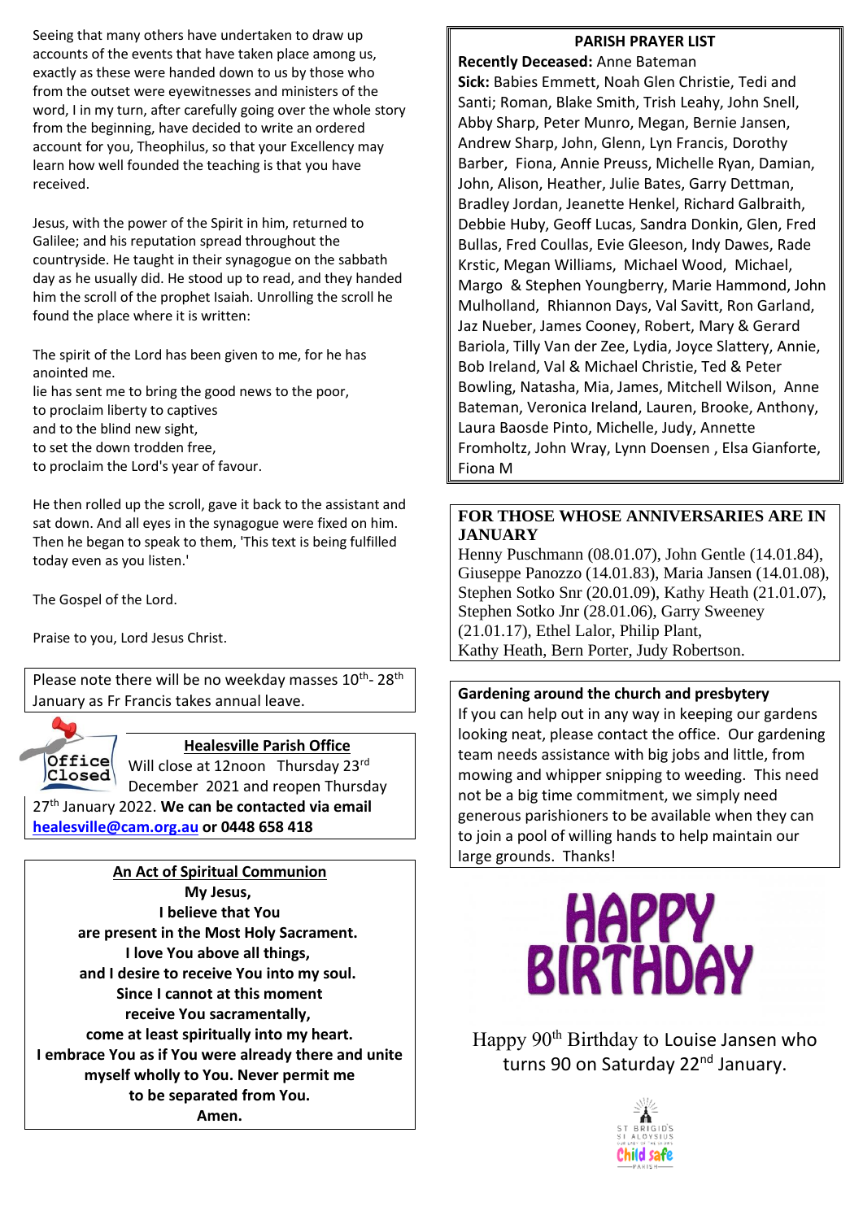Seeing that many others have undertaken to draw up accounts of the events that have taken place among us, exactly as these were handed down to us by those who from the outset were eyewitnesses and ministers of the word, I in my turn, after carefully going over the whole story from the beginning, have decided to write an ordered account for you, Theophilus, so that your Excellency may learn how well founded the teaching is that you have received.

Jesus, with the power of the Spirit in him, returned to Galilee; and his reputation spread throughout the countryside. He taught in their synagogue on the sabbath day as he usually did. He stood up to read, and they handed him the scroll of the prophet Isaiah. Unrolling the scroll he found the place where it is written:

The spirit of the Lord has been given to me, for he has anointed me.
lie has sent me to bring the good news to the poor,
to proclaim liberty to captives
and to the blind new sight,
to set the down trodden free,
to proclaim the Lord's year of favour.

He then rolled up the scroll, gave it back to the assistant and sat down. And all eyes in the synagogue were fixed on him. Then he began to speak to them, 'This text is being fulfilled today even as you listen.'

The Gospel of the Lord.

Praise to you, Lord Jesus Christ.

Please note there will be no weekday masses 10th- 28th January as Fr Francis takes annual leave.

Office Closed

**Healesville Parish Office**

Will close at 12noon Thursday 23rd December 2021 and reopen Thursday 27th January 2022. **We can be contacted via email healesville@cam.org.au or 0448 658 418**

**An Act of Spiritual Communion**

**My Jesus,
I believe that You
are present in the Most Holy Sacrament.
I love You above all things,
and I desire to receive You into my soul.
Since I cannot at this moment
receive You sacramentally,
come at least spiritually into my heart.
I embrace You as if You were already there and unite
myself wholly to You. Never permit me
to be separated from You.
Amen.**

**PARISH PRAYER LIST**

**Recently Deceased:** Anne Bateman

**Sick:** Babies Emmett, Noah Glen Christie, Tedi and Santi; Roman, Blake Smith, Trish Leahy, John Snell, Abby Sharp, Peter Munro, Megan, Bernie Jansen, Andrew Sharp, John, Glenn, Lyn Francis, Dorothy Barber, Fiona, Annie Preuss, Michelle Ryan, Damian, John, Alison, Heather, Julie Bates, Garry Dettman, Bradley Jordan, Jeanette Henkel, Richard Galbraith, Debbie Huby, Geoff Lucas, Sandra Donkin, Glen, Fred Bullas, Fred Coullas, Evie Gleeson, Indy Dawes, Rade Krstic, Megan Williams, Michael Wood, Michael, Margo & Stephen Youngberry, Marie Hammond, John Mulholland, Rhiannon Days, Val Savitt, Ron Garland, Jaz Nueber, James Cooney, Robert, Mary & Gerard Bariola, Tilly Van der Zee, Lydia, Joyce Slattery, Annie, Bob Ireland, Val & Michael Christie, Ted & Peter Bowling, Natasha, Mia, James, Mitchell Wilson, Anne Bateman, Veronica Ireland, Lauren, Brooke, Anthony, Laura Baosde Pinto, Michelle, Judy, Annette Fromholtz, John Wray, Lynn Doensen , Elsa Gianforte, Fiona M

**FOR THOSE WHOSE ANNIVERSARIES ARE IN JANUARY**

Henny Puschmann (08.01.07), John Gentle (14.01.84), Giuseppe Panozzo (14.01.83), Maria Jansen (14.01.08), Stephen Sotko Snr (20.01.09), Kathy Heath (21.01.07), Stephen Sotko Jnr (28.01.06), Garry Sweeney (21.01.17), Ethel Lalor, Philip Plant, Kathy Heath, Bern Porter, Judy Robertson.

**Gardening around the church and presbytery**

If you can help out in any way in keeping our gardens looking neat, please contact the office. Our gardening team needs assistance with big jobs and little, from mowing and whipper snipping to weeding. This need not be a big time commitment, we simply need generous parishioners to be available when they can to join a pool of willing hands to help maintain our large grounds. Thanks!

HAPPY BIRTHDAY

Happy 90th Birthday to Louise Jansen who turns 90 on Saturday 22nd January.

ST BRIGID'S ST ALOYSIUS Child safe PARISH